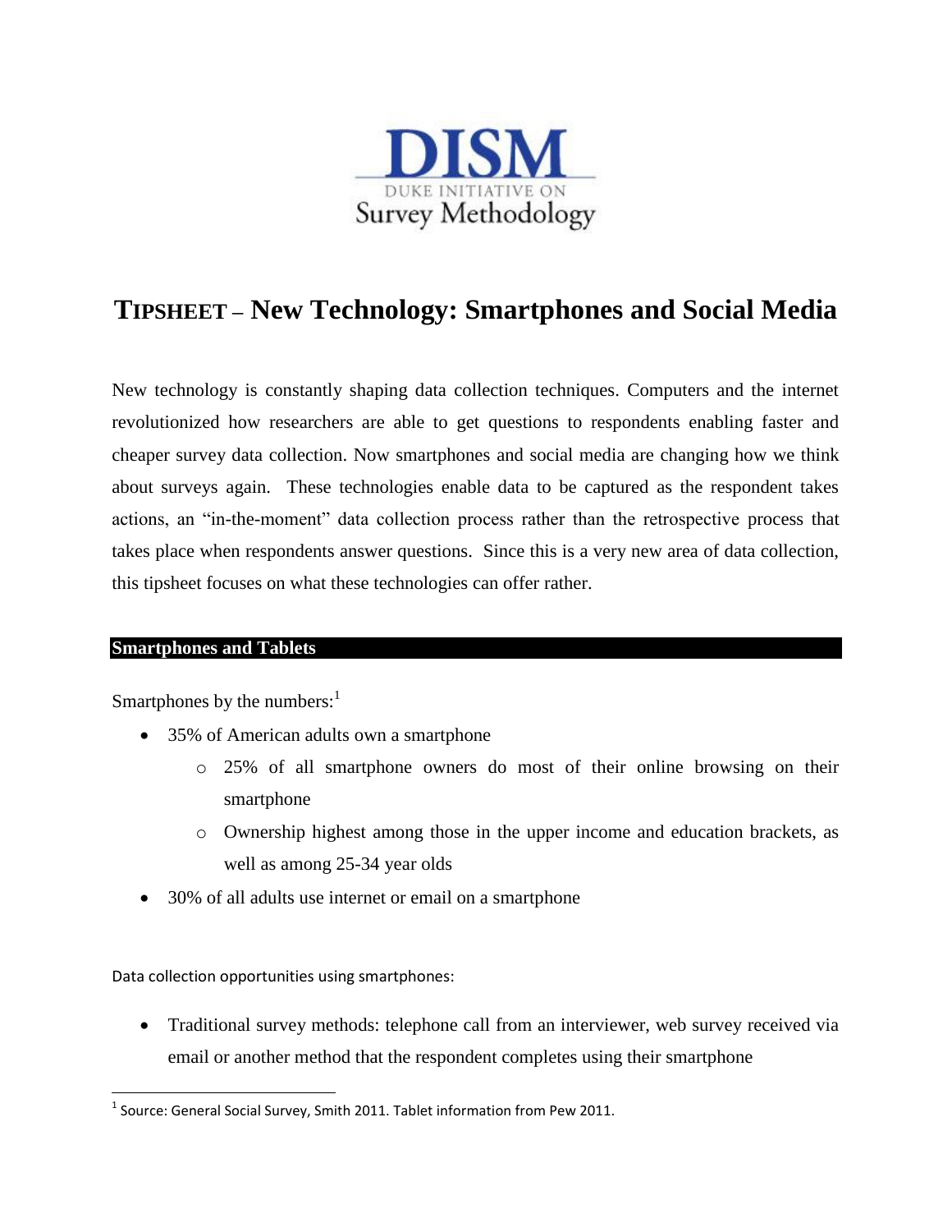DISM
DUKE INITIATIVE ON
Survey Methodology

# TIPSHEET – New Technology: Smartphones and Social Media

New technology is constantly shaping data collection techniques. Computers and the internet revolutionized how researchers are able to get questions to respondents enabling faster and cheaper survey data collection. Now smartphones and social media are changing how we think about surveys again. These technologies enable data to be captured as the respondent takes actions, an "in-the-moment" data collection process rather than the retrospective process that takes place when respondents answer questions. Since this is a very new area of data collection, this tipsheet focuses on what these technologies can offer rather.

## Smartphones and Tablets

Smartphones by the numbers:[1]

- 35% of American adults own a smartphone
  - 25% of all smartphone owners do most of their online browsing on their smartphone
  - Ownership highest among those in the upper income and education brackets, as well as among 25-34 year olds
- 30% of all adults use internet or email on a smartphone

Data collection opportunities using smartphones:

- Traditional survey methods: telephone call from an interviewer, web survey received via email or another method that the respondent completes using their smartphone

[1] Source: General Social Survey, Smith 2011. Tablet information from Pew 2011.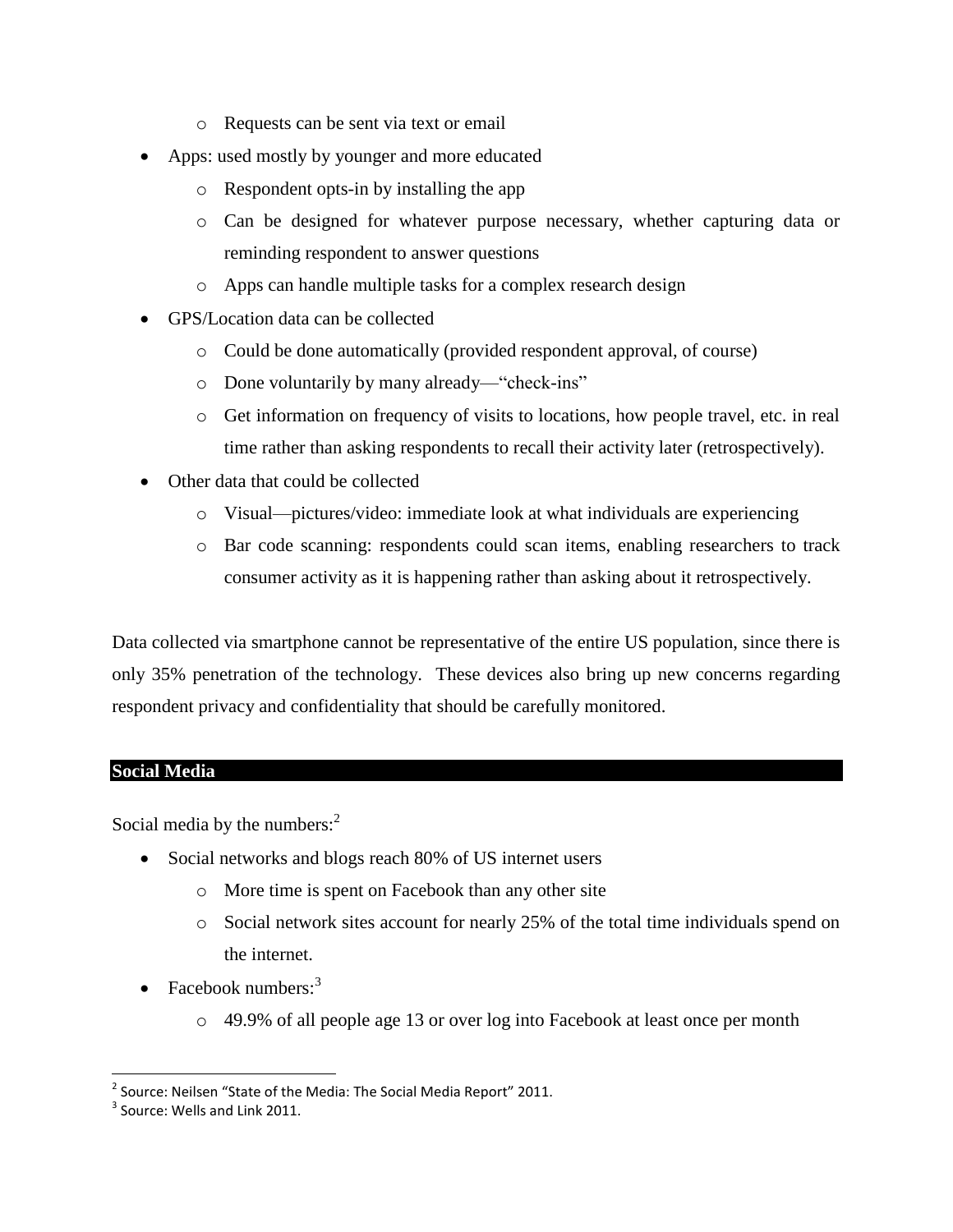- Requests can be sent via text or email
- Apps: used mostly by younger and more educated
  - Respondent opts-in by installing the app
  - Can be designed for whatever purpose necessary, whether capturing data or reminding respondent to answer questions
  - Apps can handle multiple tasks for a complex research design
- GPS/Location data can be collected
  - Could be done automatically (provided respondent approval, of course)
  - Done voluntarily by many already—"check-ins"
  - Get information on frequency of visits to locations, how people travel, etc. in real time rather than asking respondents to recall their activity later (retrospectively).
- Other data that could be collected
  - Visual—pictures/video: immediate look at what individuals are experiencing
  - Bar code scanning: respondents could scan items, enabling researchers to track consumer activity as it is happening rather than asking about it retrospectively.

Data collected via smartphone cannot be representative of the entire US population, since there is only 35% penetration of the technology. These devices also bring up new concerns regarding respondent privacy and confidentiality that should be carefully monitored.

## Social Media

Social media by the numbers:[2]

- Social networks and blogs reach 80% of US internet users
  - More time is spent on Facebook than any other site
  - Social network sites account for nearly 25% of the total time individuals spend on the internet.
- Facebook numbers:[3]
  - 49.9% of all people age 13 or over log into Facebook at least once per month

---

[2] Source: Neilsen "State of the Media: The Social Media Report" 2011.

[3] Source: Wells and Link 2011.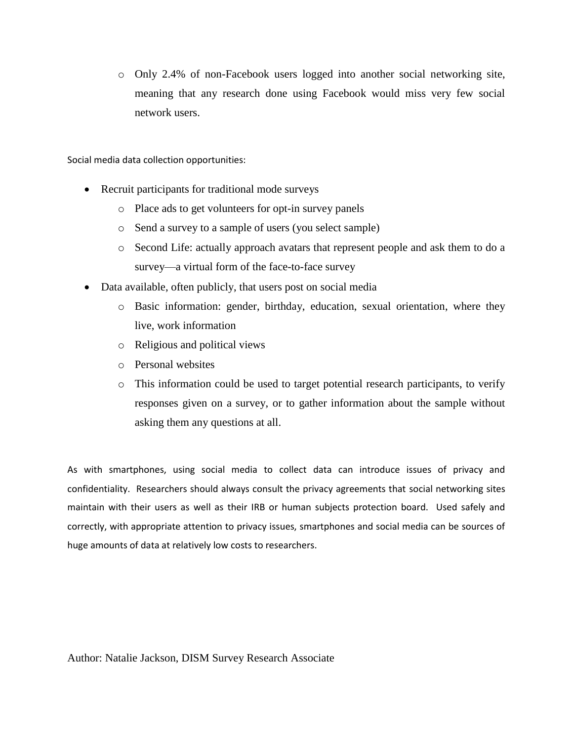- Only 2.4% of non-Facebook users logged into another social networking site, meaning that any research done using Facebook would miss very few social network users.

Social media data collection opportunities:

- Recruit participants for traditional mode surveys
  - Place ads to get volunteers for opt-in survey panels
  - Send a survey to a sample of users (you select sample)
  - Second Life: actually approach avatars that represent people and ask them to do a survey—a virtual form of the face-to-face survey
- Data available, often publicly, that users post on social media
  - Basic information: gender, birthday, education, sexual orientation, where they live, work information
  - Religious and political views
  - Personal websites
  - This information could be used to target potential research participants, to verify responses given on a survey, or to gather information about the sample without asking them any questions at all.

As with smartphones, using social media to collect data can introduce issues of privacy and confidentiality. Researchers should always consult the privacy agreements that social networking sites maintain with their users as well as their IRB or human subjects protection board. Used safely and correctly, with appropriate attention to privacy issues, smartphones and social media can be sources of huge amounts of data at relatively low costs to researchers.

Author: Natalie Jackson, DISM Survey Research Associate